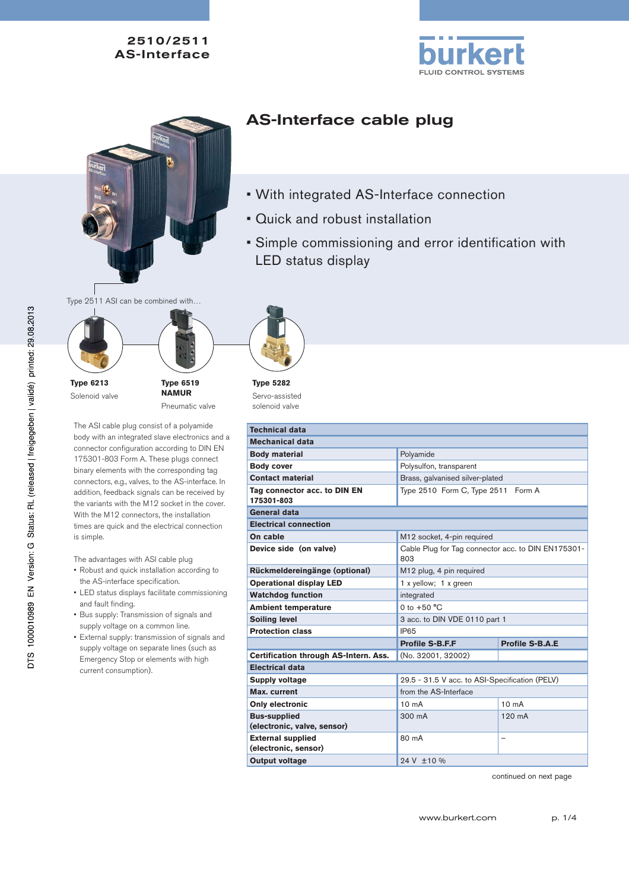**2510/2511**
**AS-Interface**

# AS-Interface cable plug

- With integrated AS-Interface connection
- Quick and robust installation
- Simple commissioning and error identification with LED status display

Type 2511 ASI can be combined with…

**Type 6213**
Solenoid valve

**Type 6519 NAMUR**
Pneumatic valve

**Type 5282**
Servo-assisted solenoid valve

The ASI cable plug consist of a polyamide body with an integrated slave electronics and a connector configuration according to DIN EN 175301-803 Form A. These plugs connect binary elements with the corresponding tag connectors, e.g., valves, to the AS-interface. In addition, feedback signals can be received by the variants with the M12 socket in the cover. With the M12 connectors, the installation times are quick and the electrical connection is simple.

The advantages with ASI cable plug

- Robust and quick installation according to the AS-interface specification.
- LED status displays facilitate commissioning and fault finding.
- Bus supply: Transmission of signals and supply voltage on a common line.
- External supply: transmission of signals and supply voltage on separate lines (such as Emergency Stop or elements with high current consumption).

| Technical data | | |
|---|---|---|
| **Mechanical data** | | |
| **Body material** | Polyamide | |
| **Body cover** | Polysulfon, transparent | |
| **Contact material** | Brass, galvanised silver-plated | |
| **Tag connector acc. to DIN EN 175301-803** | Type 2510 Form C, Type 2511 Form A | |
| **General data** | | |
| **Electrical connection** | | |
| **On cable** | M12 socket, 4-pin required | |
| **Device side (on valve)** | Cable Plug for Tag connector acc. to DIN EN175301-803 | |
| **Rückmeldereingänge (optional)** | M12 plug, 4 pin required | |
| **Operational display LED** | 1 x yellow; 1 x green | |
| **Watchdog function** | integrated | |
| **Ambient temperature** | 0 to +50 °C | |
| **Soiling level** | 3 acc. to DIN VDE 0110 part 1 | |
| **Protection class** | IP65 | |
| | **Profile S-B.F.F** | **Profile S-B.A.E** |
| **Certification through AS-Intern. Ass.** | (No. 32001, 32002) | |
| **Electrical data** | | |
| **Supply voltage** | 29.5 - 31.5 V acc. to ASI-Specification (PELV) | |
| **Max. current** | from the AS-Interface | |
| **Only electronic** | 10 mA | 10 mA |
| **Bus-supplied (electronic, valve, sensor)** | 300 mA | 120 mA |
| **External supplied (electronic, sensor)** | 80 mA | – |
| **Output voltage** | 24 V ±10 % | |

continued on next page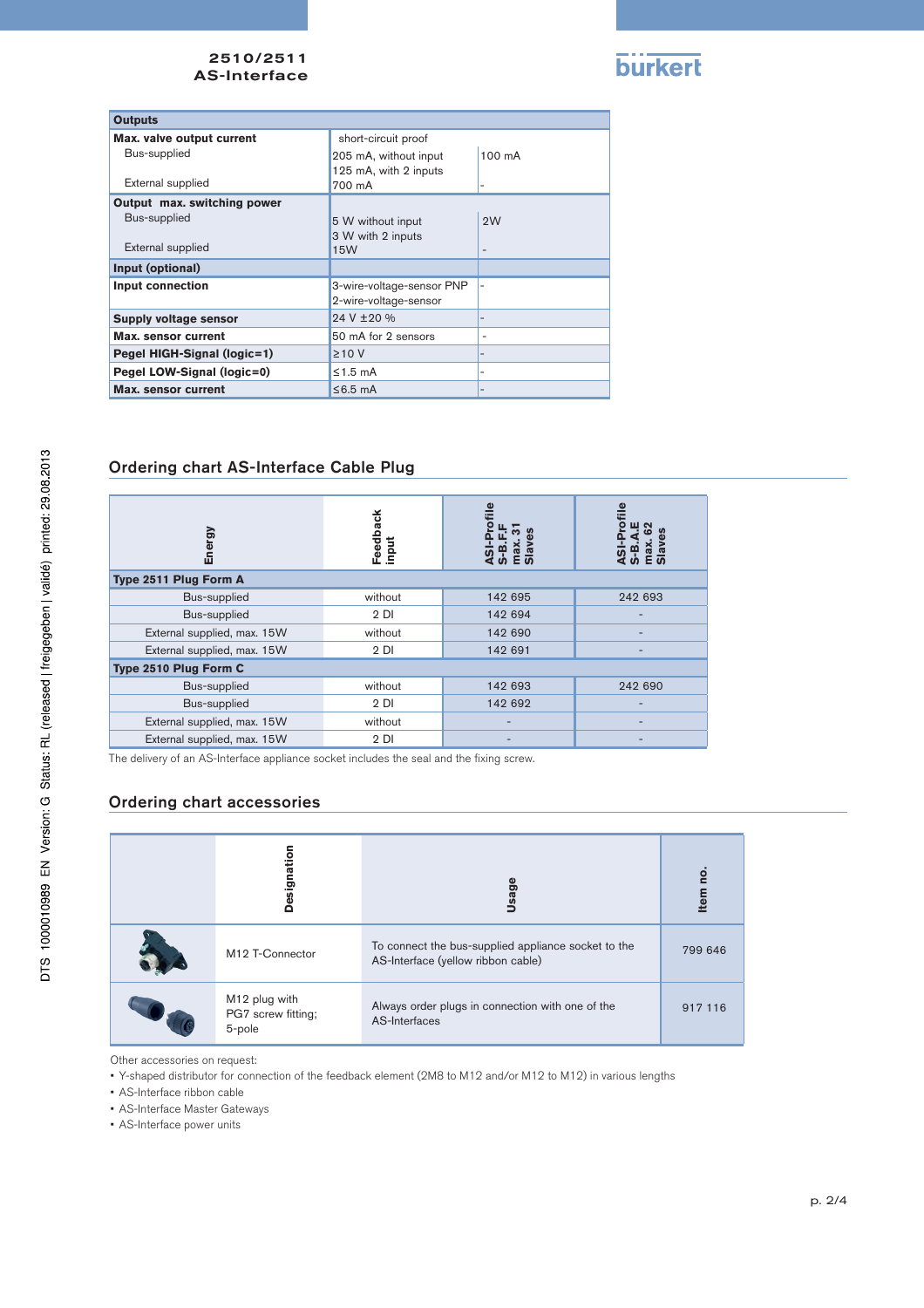2510/2511
AS-Interface

| Outputs | | |
|---|---|---|
| **Max. valve output current** | short-circuit proof | |
| Bus-supplied | 205 mA, without input<br>125 mA, with 2 inputs | 100 mA |
| External supplied | 700 mA | - |
| **Output max. switching power** | | |
| Bus-supplied | 5 W without input<br>3 W with 2 inputs | 2W |
| External supplied | 15W | - |
| **Input (optional)** | | |
| **Input connection** | 3-wire-voltage-sensor PNP<br>2-wire-voltage-sensor | - |
| **Supply voltage sensor** | 24 V ±20 % | - |
| **Max. sensor current** | 50 mA for 2 sensors | - |
| **Pegel HIGH-Signal (logic=1)** | ≥10 V | - |
| **Pegel LOW-Signal (logic=0)** | ≤1.5 mA | - |
| **Max. sensor current** | ≤6.5 mA | - |

## Ordering chart AS-Interface Cable Plug

| Energy | Feedback input | ASI-Profile S-B.F.F max. 31 Slaves | ASI-Profile S-B.A.E max. 62 Slaves |
|---|---|---|---|
| **Type 2511 Plug Form A** | | | |
| Bus-supplied | without | 142 695 | 242 693 |
| Bus-supplied | 2 DI | 142 694 | - |
| External supplied, max. 15W | without | 142 690 | - |
| External supplied, max. 15W | 2 DI | 142 691 | - |
| **Type 2510 Plug Form C** | | | |
| Bus-supplied | without | 142 693 | 242 690 |
| Bus-supplied | 2 DI | 142 692 | - |
| External supplied, max. 15W | without | - | - |
| External supplied, max. 15W | 2 DI | - | - |

The delivery of an AS-Interface appliance socket includes the seal and the fixing screw.

## Ordering chart accessories

| | Designation | Usage | Item no. |
|---|---|---|---|
| | M12 T-Connector | To connect the bus-supplied appliance socket to the AS-Interface (yellow ribbon cable) | 799 646 |
| | M12 plug with PG7 screw fitting; 5-pole | Always order plugs in connection with one of the AS-Interfaces | 917 116 |

Other accessories on request:

- Y-shaped distributor for connection of the feedback element (2M8 to M12 and/or M12 to M12) in various lengths
- AS-Interface ribbon cable
- AS-Interface Master Gateways
- AS-Interface power units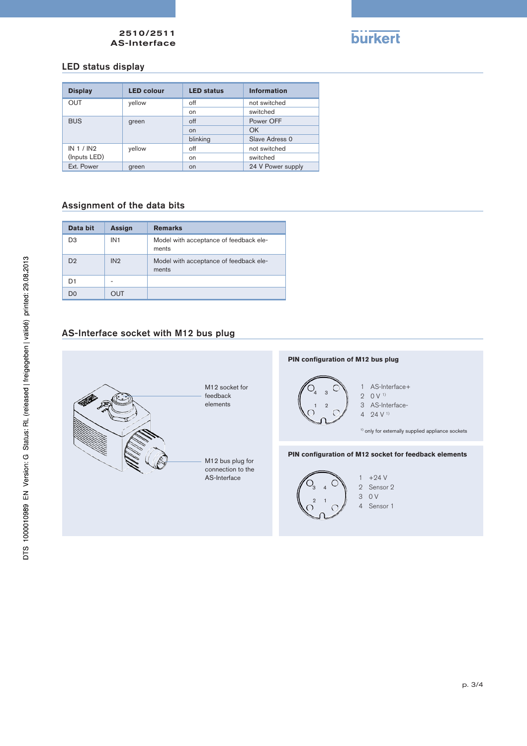## LED status display

| Display | LED colour | LED status | Information |
|---|---|---|---|
| OUT | yellow | off | not switched |
| | | on | switched |
| BUS | green | off | Power OFF |
| | | on | OK |
| | | blinking | Slave Adress 0 |
| IN 1 / IN2 (Inputs LED) | yellow | off | not switched |
| | | on | switched |
| Ext. Power | green | on | 24 V Power supply |

## Assignment of the data bits

| Data bit | Assign | Remarks |
|---|---|---|
| D3 | IN1 | Model with acceptance of feedback elements |
| D2 | IN2 | Model with acceptance of feedback elements |
| D1 | - | |
| D0 | OUT | |

## AS-Interface socket with M12 bus plug

M12 socket for feedback elements

M12 bus plug for connection to the AS-Interface

**PIN configuration of M12 bus plug**

1. AS-Interface+
2. 0 V [1]
3. AS-Interface-
4. 24 V [1]

[1] only for externally supplied appliance sockets

**PIN configuration of M12 socket for feedback elements**

1. +24 V
2. Sensor 2
3. 0 V
4. Sensor 1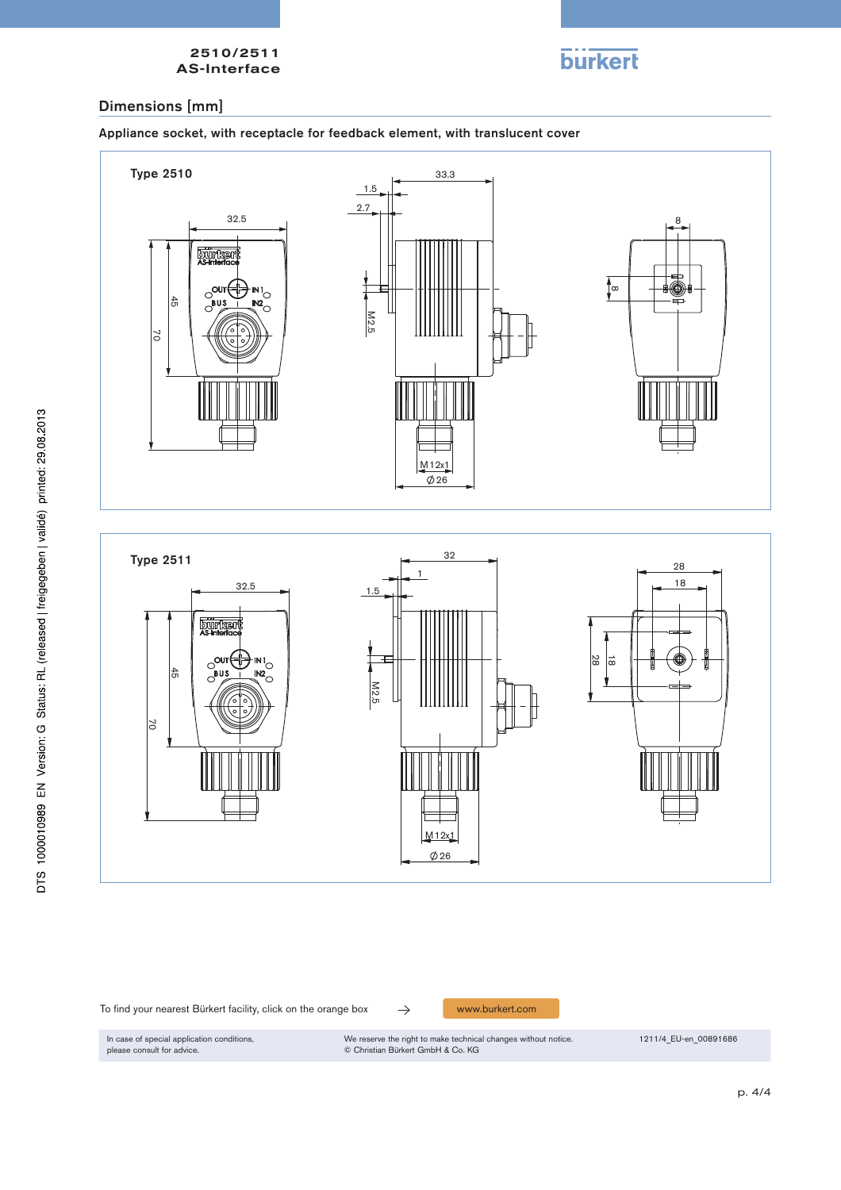## Dimensions [mm]

### Appliance socket, with receptacle for feedback element, with translucent cover

**Type 2510**

32.5
45
70
OUT
IN1
BUS
IN2
1.5
2.7
33.3
M2.5
M12x1
∅26
8
8

**Type 2511**

32.5
45
70
OUT
IN1
BUS
IN2
1.5
1
32
M2.5
M12x1
∅26
28
18
28
18

To find your nearest Bürkert facility, click on the orange box → www.burkert.com

In case of special application conditions, please consult for advice.

We reserve the right to make technical changes without notice.
© Christian Bürkert GmbH & Co. KG

1211/4_EU-en_00891686